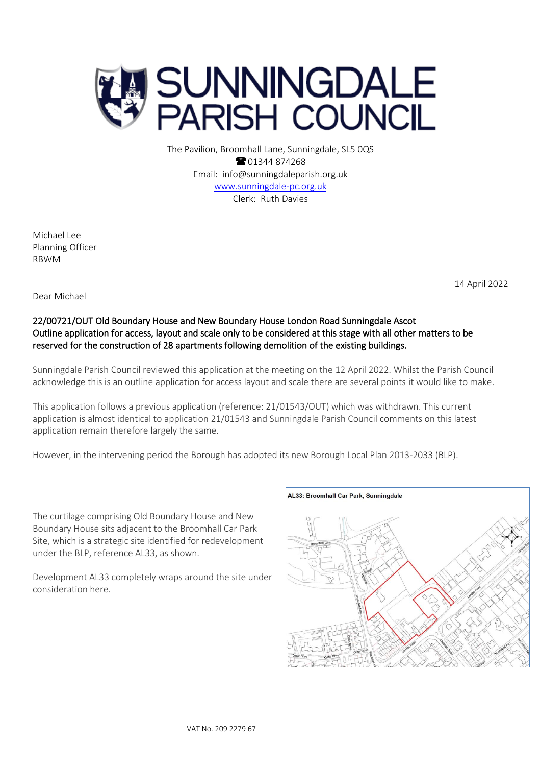# SUNNINGDALE PARISH COUNCIL

The Pavilion, Broomhall Lane, Sunningdale, SL5 0QS
☎ 01344 874268
Email: info@sunningdaleparish.org.uk
www.sunningdale-pc.org.uk
Clerk: Ruth Davies

Michael Lee
Planning Officer
RBWM

14 April 2022

Dear Michael

**22/00721/OUT Old Boundary House and New Boundary House London Road Sunningdale Ascot**
**Outline application for access, layout and scale only to be considered at this stage with all other matters to be reserved for the construction of 28 apartments following demolition of the existing buildings.**

Sunningdale Parish Council reviewed this application at the meeting on the 12 April 2022. Whilst the Parish Council acknowledge this is an outline application for access layout and scale there are several points it would like to make.

This application follows a previous application (reference: 21/01543/OUT) which was withdrawn. This current application is almost identical to application 21/01543 and Sunningdale Parish Council comments on this latest application remain therefore largely the same.

However, in the intervening period the Borough has adopted its new Borough Local Plan 2013-2033 (BLP).

The curtilage comprising Old Boundary House and New Boundary House sits adjacent to the Broomhall Car Park Site, which is a strategic site identified for redevelopment under the BLP, reference AL33, as shown.

Development AL33 completely wraps around the site under consideration here.

**AL33: Broomhall Car Park, Sunningdale**

VAT No. 209 2279 67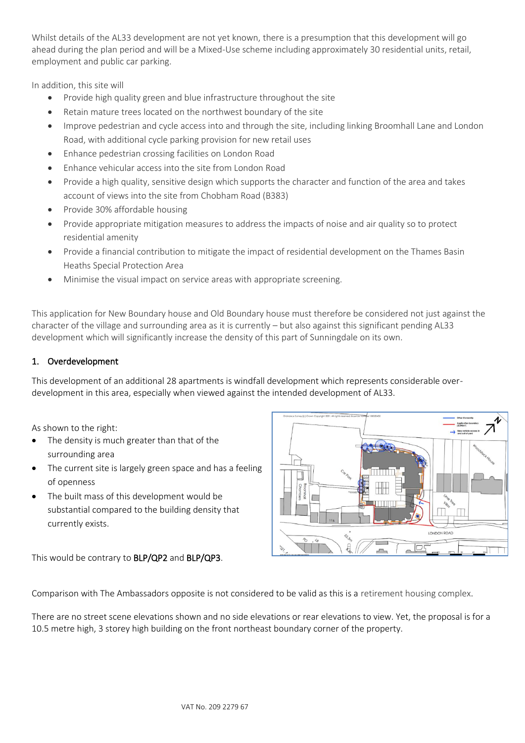Whilst details of the AL33 development are not yet known, there is a presumption that this development will go ahead during the plan period and will be a Mixed-Use scheme including approximately 30 residential units, retail, employment and public car parking.

In addition, this site will

- Provide high quality green and blue infrastructure throughout the site
- Retain mature trees located on the northwest boundary of the site
- Improve pedestrian and cycle access into and through the site, including linking Broomhall Lane and London Road, with additional cycle parking provision for new retail uses
- Enhance pedestrian crossing facilities on London Road
- Enhance vehicular access into the site from London Road
- Provide a high quality, sensitive design which supports the character and function of the area and takes account of views into the site from Chobham Road (B383)
- Provide 30% affordable housing
- Provide appropriate mitigation measures to address the impacts of noise and air quality so to protect residential amenity
- Provide a financial contribution to mitigate the impact of residential development on the Thames Basin Heaths Special Protection Area
- Minimise the visual impact on service areas with appropriate screening.

This application for New Boundary house and Old Boundary house must therefore be considered not just against the character of the village and surrounding area as it is currently – but also against this significant pending AL33 development which will significantly increase the density of this part of Sunningdale on its own.

## 1. Overdevelopment

This development of an additional 28 apartments is windfall development which represents considerable over-development in this area, especially when viewed against the intended development of AL33.

As shown to the right:

- The density is much greater than that of the surrounding area
- The current site is largely green space and has a feeling of openness
- The built mass of this development would be substantial compared to the building density that currently exists.

This would be contrary to **BLP/QP2** and **BLP/QP3**.

Comparison with The Ambassadors opposite is not considered to be valid as this is a retirement housing complex.

There are no street scene elevations shown and no side elevations or rear elevations to view. Yet, the proposal is for a 10.5 metre high, 3 storey high building on the front northeast boundary corner of the property.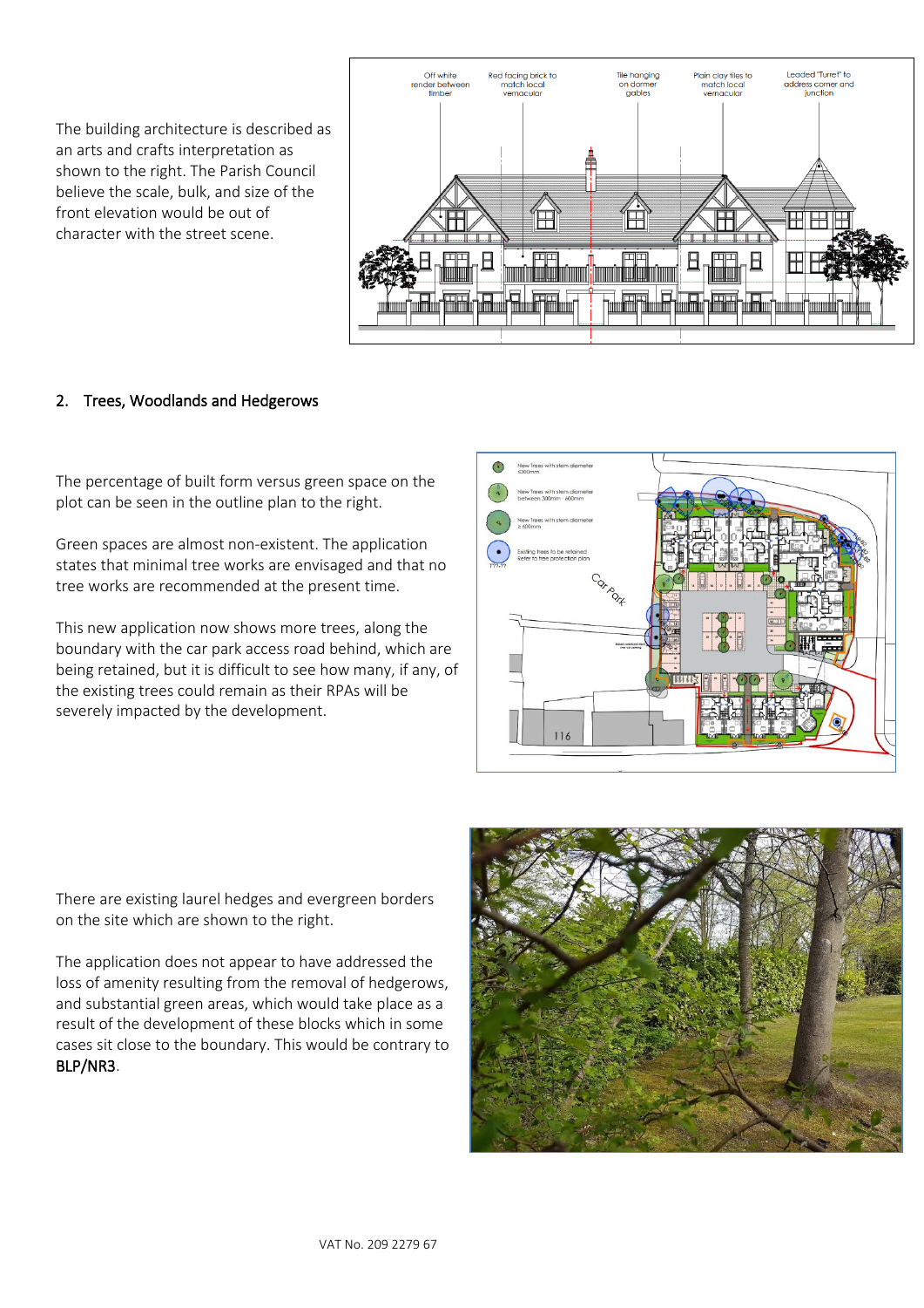The building architecture is described as an arts and crafts interpretation as shown to the right. The Parish Council believe the scale, bulk, and size of the front elevation would be out of character with the street scene.

## 2. Trees, Woodlands and Hedgerows

The percentage of built form versus green space on the plot can be seen in the outline plan to the right.

Green spaces are almost non-existent. The application states that minimal tree works are envisaged and that no tree works are recommended at the present time.

This new application now shows more trees, along the boundary with the car park access road behind, which are being retained, but it is difficult to see how many, if any, of the existing trees could remain as their RPAs will be severely impacted by the development.

There are existing laurel hedges and evergreen borders on the site which are shown to the right.

The application does not appear to have addressed the loss of amenity resulting from the removal of hedgerows, and substantial green areas, which would take place as a result of the development of these blocks which in some cases sit close to the boundary. This would be contrary to **BLP/NR3**.

VAT No. 209 2279 67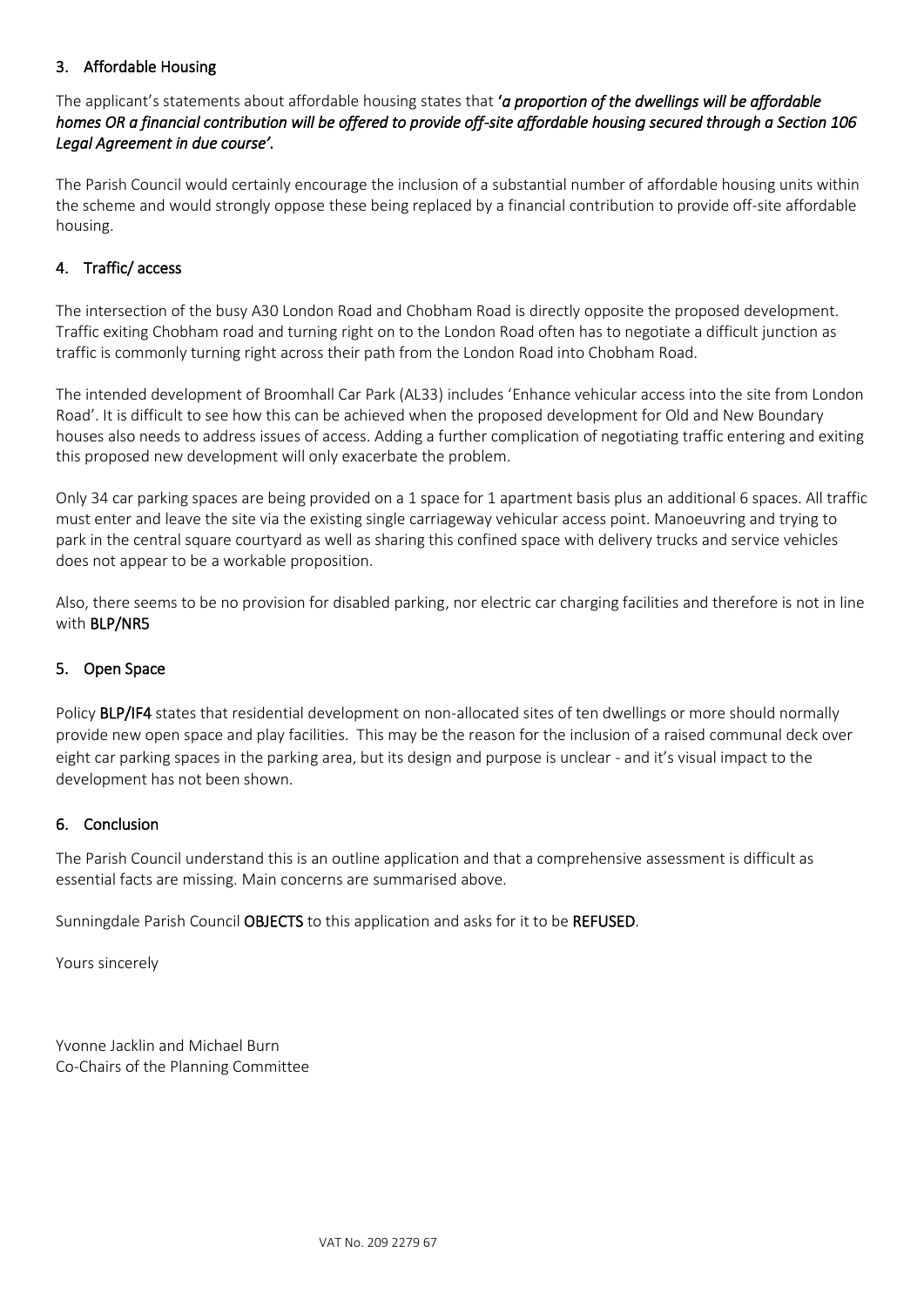## 3. Affordable Housing

The applicant's statements about affordable housing states that ***'a proportion of the dwellings will be affordable homes OR a financial contribution will be offered to provide off-site affordable housing secured through a Section 106 Legal Agreement in due course'.***

The Parish Council would certainly encourage the inclusion of a substantial number of affordable housing units within the scheme and would strongly oppose these being replaced by a financial contribution to provide off-site affordable housing.

## 4. Traffic/ access

The intersection of the busy A30 London Road and Chobham Road is directly opposite the proposed development. Traffic exiting Chobham road and turning right on to the London Road often has to negotiate a difficult junction as traffic is commonly turning right across their path from the London Road into Chobham Road.

The intended development of Broomhall Car Park (AL33) includes 'Enhance vehicular access into the site from London Road'. It is difficult to see how this can be achieved when the proposed development for Old and New Boundary houses also needs to address issues of access. Adding a further complication of negotiating traffic entering and exiting this proposed new development will only exacerbate the problem.

Only 34 car parking spaces are being provided on a 1 space for 1 apartment basis plus an additional 6 spaces. All traffic must enter and leave the site via the existing single carriageway vehicular access point. Manoeuvring and trying to park in the central square courtyard as well as sharing this confined space with delivery trucks and service vehicles does not appear to be a workable proposition.

Also, there seems to be no provision for disabled parking, nor electric car charging facilities and therefore is not in line with **BLP/NR5**

## 5. Open Space

Policy **BLP/IF4** states that residential development on non-allocated sites of ten dwellings or more should normally provide new open space and play facilities. This may be the reason for the inclusion of a raised communal deck over eight car parking spaces in the parking area, but its design and purpose is unclear - and it's visual impact to the development has not been shown.

## 6. Conclusion

The Parish Council understand this is an outline application and that a comprehensive assessment is difficult as essential facts are missing. Main concerns are summarised above.

Sunningdale Parish Council **OBJECTS** to this application and asks for it to be **REFUSED**.

Yours sincerely

Yvonne Jacklin and Michael Burn
Co-Chairs of the Planning Committee

VAT No. 209 2279 67